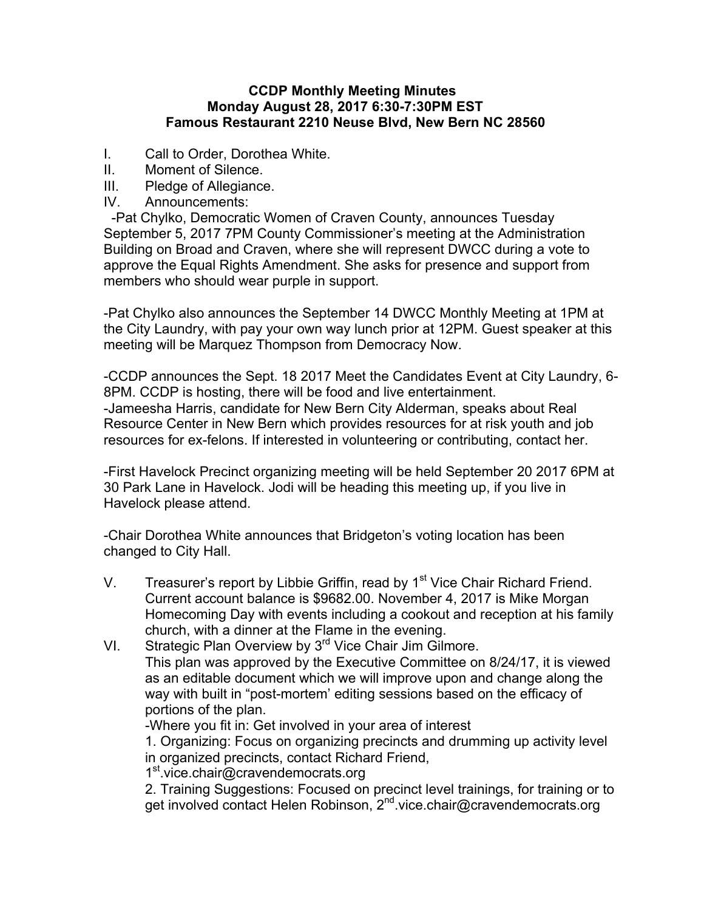**CCDP Monthly Meeting Minutes**
**Monday August 28, 2017 6:30-7:30PM EST**
**Famous Restaurant 2210 Neuse Blvd, New Bern NC 28560**

I. Call to Order, Dorothea White.
II. Moment of Silence.
III. Pledge of Allegiance.
IV. Announcements:

-Pat Chylko, Democratic Women of Craven County, announces Tuesday September 5, 2017 7PM County Commissioner's meeting at the Administration Building on Broad and Craven, where she will represent DWCC during a vote to approve the Equal Rights Amendment. She asks for presence and support from members who should wear purple in support.

-Pat Chylko also announces the September 14 DWCC Monthly Meeting at 1PM at the City Laundry, with pay your own way lunch prior at 12PM. Guest speaker at this meeting will be Marquez Thompson from Democracy Now.

-CCDP announces the Sept. 18 2017 Meet the Candidates Event at City Laundry, 6-8PM. CCDP is hosting, there will be food and live entertainment.
-Jameesha Harris, candidate for New Bern City Alderman, speaks about Real Resource Center in New Bern which provides resources for at risk youth and job resources for ex-felons. If interested in volunteering or contributing, contact her.

-First Havelock Precinct organizing meeting will be held September 20 2017 6PM at 30 Park Lane in Havelock. Jodi will be heading this meeting up, if you live in Havelock please attend.

-Chair Dorothea White announces that Bridgeton's voting location has been changed to City Hall.

V. Treasurer's report by Libbie Griffin, read by 1st Vice Chair Richard Friend. Current account balance is $9682.00. November 4, 2017 is Mike Morgan Homecoming Day with events including a cookout and reception at his family church, with a dinner at the Flame in the evening.

VI. Strategic Plan Overview by 3rd Vice Chair Jim Gilmore.
This plan was approved by the Executive Committee on 8/24/17, it is viewed as an editable document which we will improve upon and change along the way with built in "post-mortem' editing sessions based on the efficacy of portions of the plan.
-Where you fit in: Get involved in your area of interest
1. Organizing: Focus on organizing precincts and drumming up activity level in organized precincts, contact Richard Friend, 1st.vice.chair@cravendemocrats.org
2. Training Suggestions: Focused on precinct level trainings, for training or to get involved contact Helen Robinson, 2nd.vice.chair@cravendemocrats.org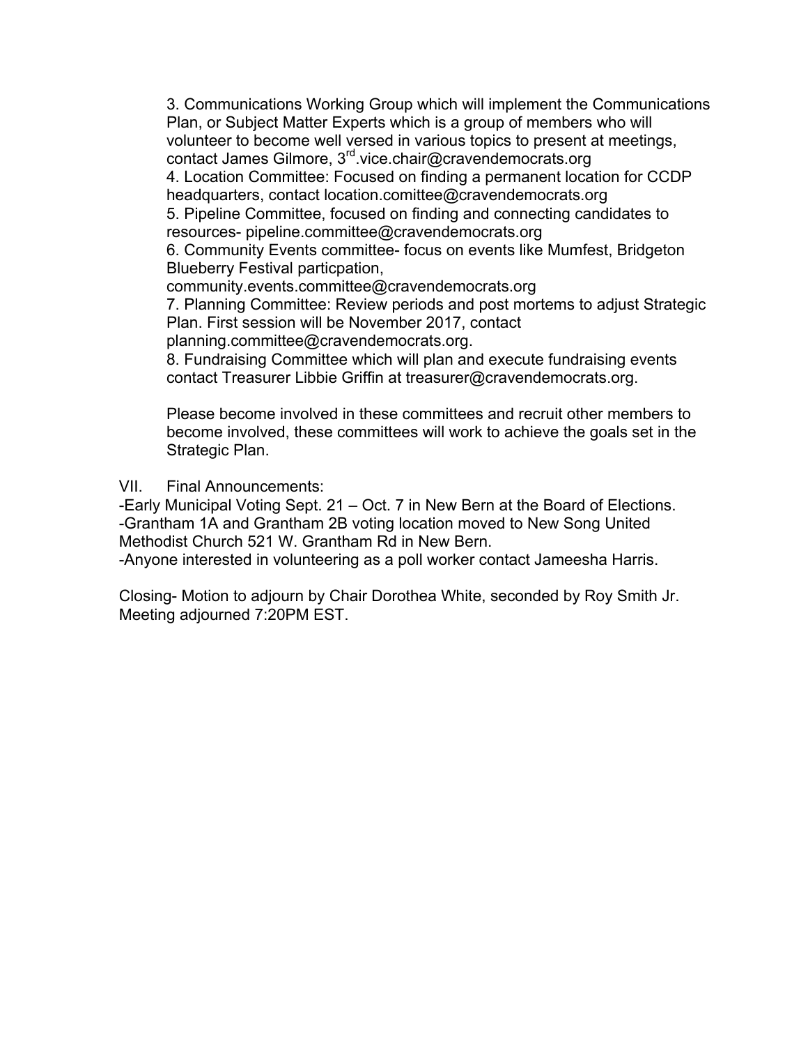3. Communications Working Group which will implement the Communications Plan, or Subject Matter Experts which is a group of members who will volunteer to become well versed in various topics to present at meetings, contact James Gilmore, 3rd.vice.chair@cravendemocrats.org
4. Location Committee: Focused on finding a permanent location for CCDP headquarters, contact location.comittee@cravendemocrats.org
5. Pipeline Committee, focused on finding and connecting candidates to resources- pipeline.committee@cravendemocrats.org
6. Community Events committee- focus on events like Mumfest, Bridgeton Blueberry Festival particpation, community.events.committee@cravendemocrats.org
7. Planning Committee: Review periods and post mortems to adjust Strategic Plan. First session will be November 2017, contact planning.committee@cravendemocrats.org.
8. Fundraising Committee which will plan and execute fundraising events contact Treasurer Libbie Griffin at treasurer@cravendemocrats.org.

Please become involved in these committees and recruit other members to become involved, these committees will work to achieve the goals set in the Strategic Plan.

VII. Final Announcements:

-Early Municipal Voting Sept. 21 – Oct. 7 in New Bern at the Board of Elections.
-Grantham 1A and Grantham 2B voting location moved to New Song United Methodist Church 521 W. Grantham Rd in New Bern.
-Anyone interested in volunteering as a poll worker contact Jameesha Harris.

Closing- Motion to adjourn by Chair Dorothea White, seconded by Roy Smith Jr. Meeting adjourned 7:20PM EST.